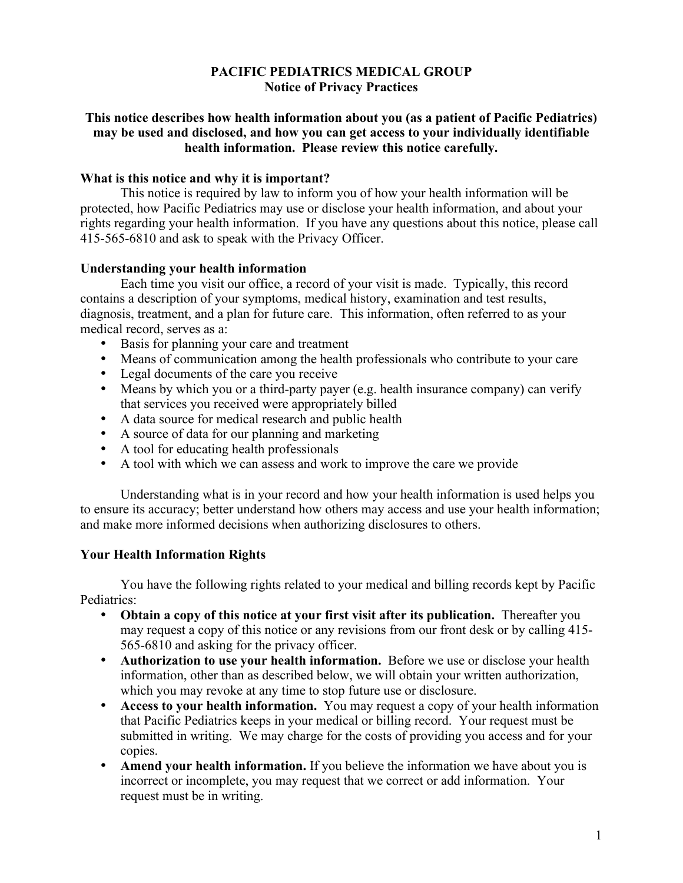# PACIFIC PEDIATRICS MEDICAL GROUP
## Notice of Privacy Practices

**This notice describes how health information about you (as a patient of Pacific Pediatrics) may be used and disclosed, and how you can get access to your individually identifiable health information. Please review this notice carefully.**

### What is this notice and why it is important?

This notice is required by law to inform you of how your health information will be protected, how Pacific Pediatrics may use or disclose your health information, and about your rights regarding your health information. If you have any questions about this notice, please call 415-565-6810 and ask to speak with the Privacy Officer.

### Understanding your health information

Each time you visit our office, a record of your visit is made. Typically, this record contains a description of your symptoms, medical history, examination and test results, diagnosis, treatment, and a plan for future care. This information, often referred to as your medical record, serves as a:

- Basis for planning your care and treatment
- Means of communication among the health professionals who contribute to your care
- Legal documents of the care you receive
- Means by which you or a third-party payer (e.g. health insurance company) can verify that services you received were appropriately billed
- A data source for medical research and public health
- A source of data for our planning and marketing
- A tool for educating health professionals
- A tool with which we can assess and work to improve the care we provide

Understanding what is in your record and how your health information is used helps you to ensure its accuracy; better understand how others may access and use your health information; and make more informed decisions when authorizing disclosures to others.

### Your Health Information Rights

You have the following rights related to your medical and billing records kept by Pacific Pediatrics:

- **Obtain a copy of this notice at your first visit after its publication.** Thereafter you may request a copy of this notice or any revisions from our front desk or by calling 415-565-6810 and asking for the privacy officer.
- **Authorization to use your health information.** Before we use or disclose your health information, other than as described below, we will obtain your written authorization, which you may revoke at any time to stop future use or disclosure.
- **Access to your health information.** You may request a copy of your health information that Pacific Pediatrics keeps in your medical or billing record. Your request must be submitted in writing. We may charge for the costs of providing you access and for your copies.
- **Amend your health information.** If you believe the information we have about you is incorrect or incomplete, you may request that we correct or add information. Your request must be in writing.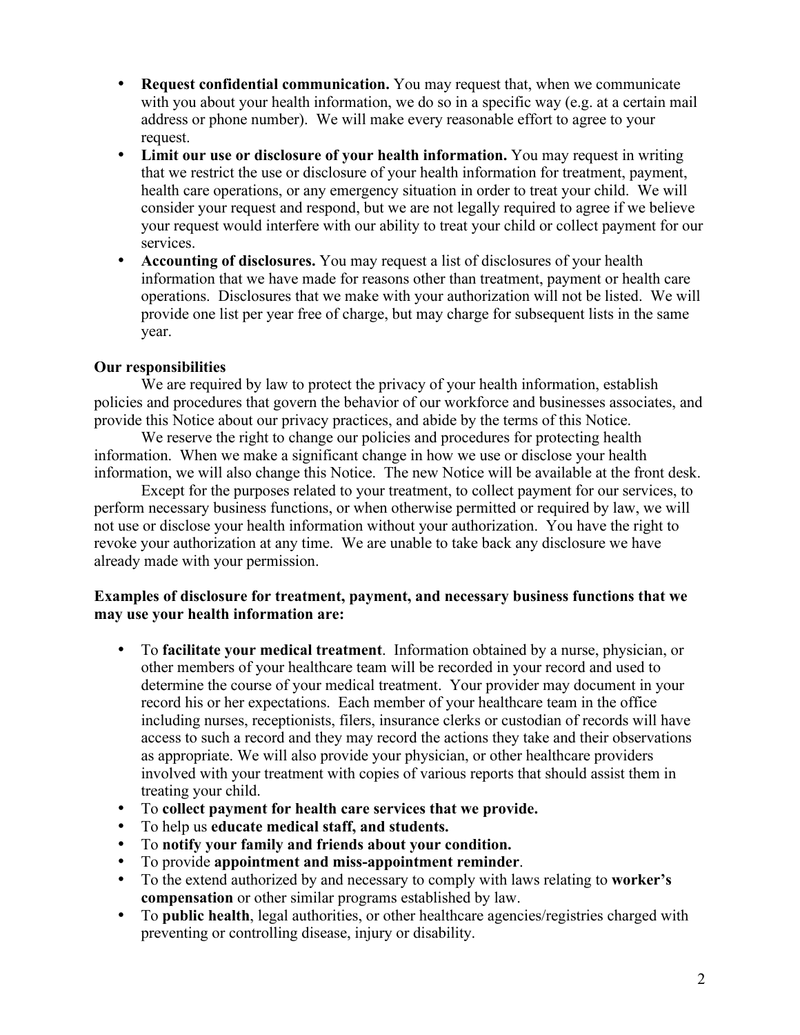- **Request confidential communication.** You may request that, when we communicate with you about your health information, we do so in a specific way (e.g. at a certain mail address or phone number). We will make every reasonable effort to agree to your request.
- **Limit our use or disclosure of your health information.** You may request in writing that we restrict the use or disclosure of your health information for treatment, payment, health care operations, or any emergency situation in order to treat your child. We will consider your request and respond, but we are not legally required to agree if we believe your request would interfere with our ability to treat your child or collect payment for our services.
- **Accounting of disclosures.** You may request a list of disclosures of your health information that we have made for reasons other than treatment, payment or health care operations. Disclosures that we make with your authorization will not be listed. We will provide one list per year free of charge, but may charge for subsequent lists in the same year.

**Our responsibilities**

We are required by law to protect the privacy of your health information, establish policies and procedures that govern the behavior of our workforce and businesses associates, and provide this Notice about our privacy practices, and abide by the terms of this Notice.

We reserve the right to change our policies and procedures for protecting health information. When we make a significant change in how we use or disclose your health information, we will also change this Notice. The new Notice will be available at the front desk.

Except for the purposes related to your treatment, to collect payment for our services, to perform necessary business functions, or when otherwise permitted or required by law, we will not use or disclose your health information without your authorization. You have the right to revoke your authorization at any time. We are unable to take back any disclosure we have already made with your permission.

**Examples of disclosure for treatment, payment, and necessary business functions that we may use your health information are:**

- To **facilitate your medical treatment**. Information obtained by a nurse, physician, or other members of your healthcare team will be recorded in your record and used to determine the course of your medical treatment. Your provider may document in your record his or her expectations. Each member of your healthcare team in the office including nurses, receptionists, filers, insurance clerks or custodian of records will have access to such a record and they may record the actions they take and their observations as appropriate. We will also provide your physician, or other healthcare providers involved with your treatment with copies of various reports that should assist them in treating your child.
- To **collect payment for health care services that we provide.**
- To help us **educate medical staff, and students.**
- To **notify your family and friends about your condition.**
- To provide **appointment and miss-appointment reminder**.
- To the extend authorized by and necessary to comply with laws relating to **worker's compensation** or other similar programs established by law.
- To **public health**, legal authorities, or other healthcare agencies/registries charged with preventing or controlling disease, injury or disability.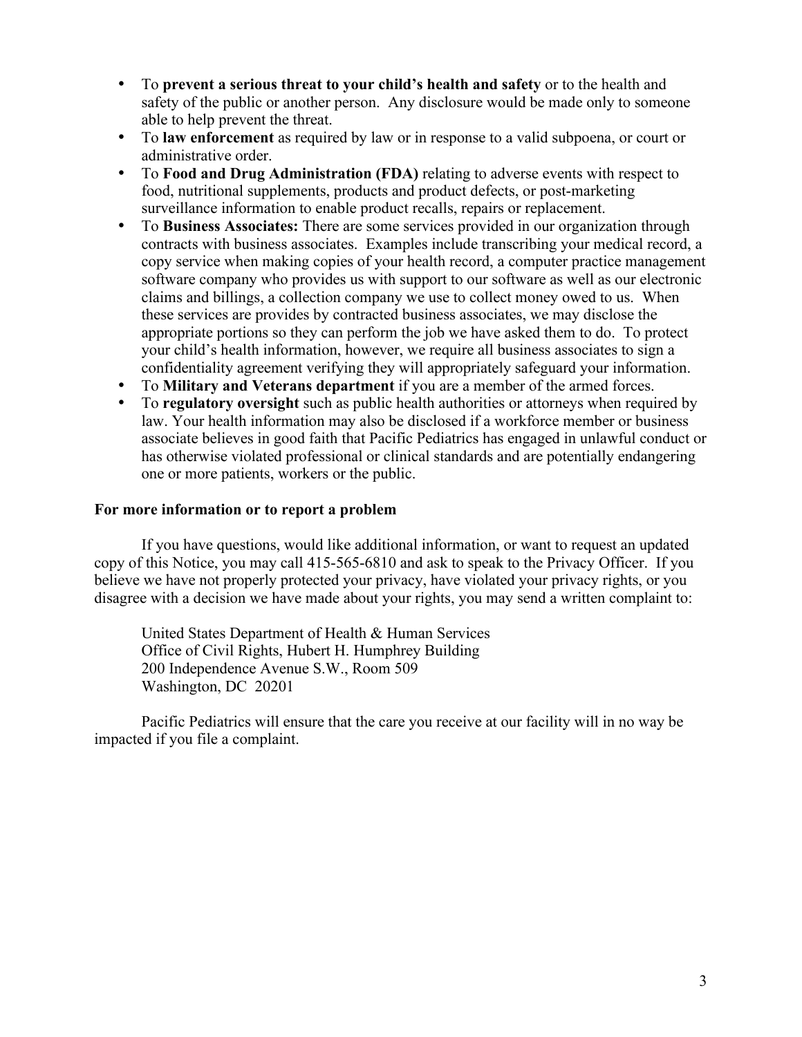- To **prevent a serious threat to your child's health and safety** or to the health and safety of the public or another person. Any disclosure would be made only to someone able to help prevent the threat.
- To **law enforcement** as required by law or in response to a valid subpoena, or court or administrative order.
- To **Food and Drug Administration (FDA)** relating to adverse events with respect to food, nutritional supplements, products and product defects, or post-marketing surveillance information to enable product recalls, repairs or replacement.
- To **Business Associates:** There are some services provided in our organization through contracts with business associates. Examples include transcribing your medical record, a copy service when making copies of your health record, a computer practice management software company who provides us with support to our software as well as our electronic claims and billings, a collection company we use to collect money owed to us. When these services are provides by contracted business associates, we may disclose the appropriate portions so they can perform the job we have asked them to do. To protect your child's health information, however, we require all business associates to sign a confidentiality agreement verifying they will appropriately safeguard your information.
- To **Military and Veterans department** if you are a member of the armed forces.
- To **regulatory oversight** such as public health authorities or attorneys when required by law. Your health information may also be disclosed if a workforce member or business associate believes in good faith that Pacific Pediatrics has engaged in unlawful conduct or has otherwise violated professional or clinical standards and are potentially endangering one or more patients, workers or the public.

**For more information or to report a problem**

If you have questions, would like additional information, or want to request an updated copy of this Notice, you may call 415-565-6810 and ask to speak to the Privacy Officer. If you believe we have not properly protected your privacy, have violated your privacy rights, or you disagree with a decision we have made about your rights, you may send a written complaint to:

United States Department of Health & Human Services
Office of Civil Rights, Hubert H. Humphrey Building
200 Independence Avenue S.W., Room 509
Washington, DC 20201

Pacific Pediatrics will ensure that the care you receive at our facility will in no way be impacted if you file a complaint.